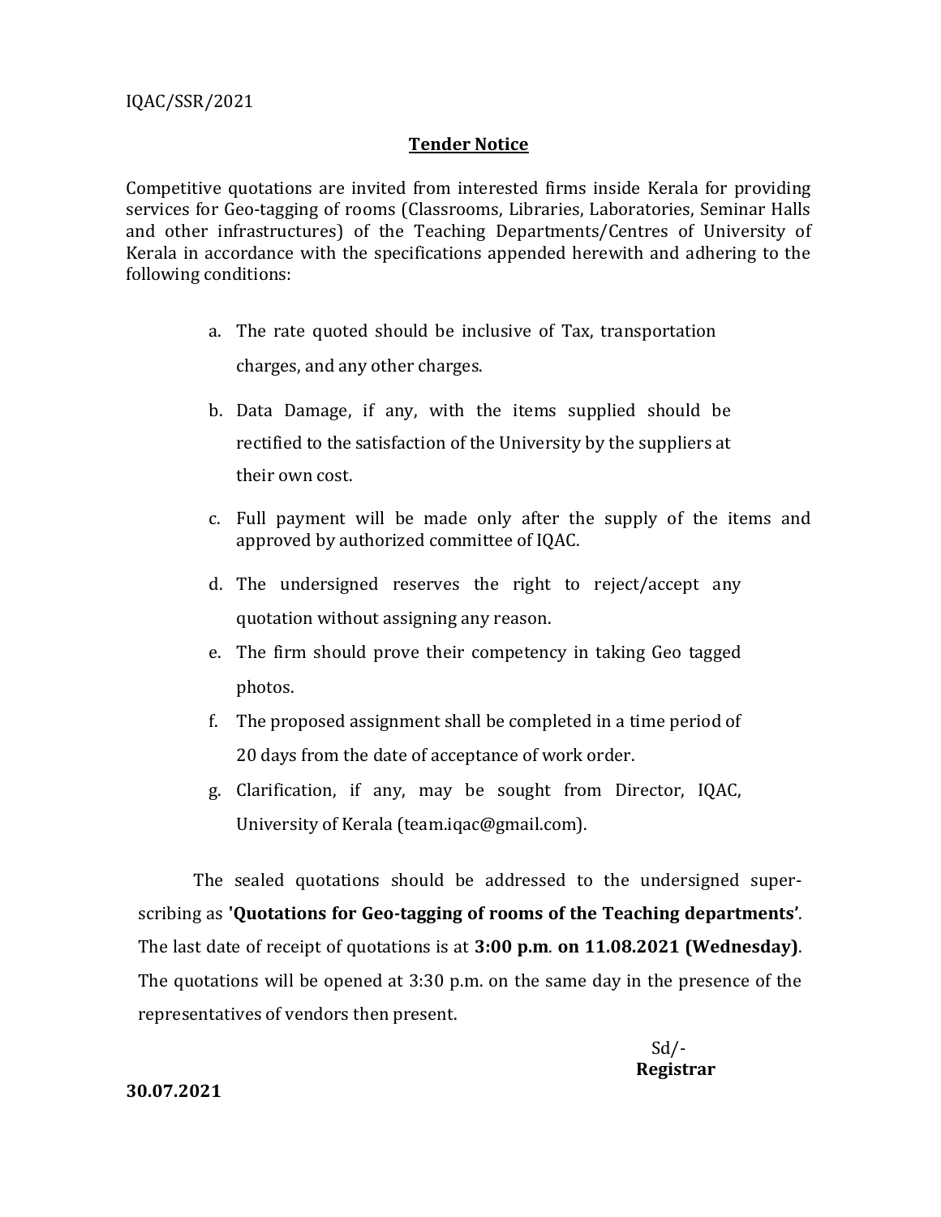IQAC/SSR/2021

## Tender Notice

Competitive quotations are invited from interested firms inside Kerala for providing services for Geo-tagging of rooms (Classrooms, Libraries, Laboratories, Seminar Halls and other infrastructures) of the Teaching Departments/Centres of University of Kerala in accordance with the specifications appended herewith and adhering to the following conditions:

a. The rate quoted should be inclusive of Tax, transportation charges, and any other charges.

b. Data Damage, if any, with the items supplied should be rectified to the satisfaction of the University by the suppliers at their own cost.

c. Full payment will be made only after the supply of the items and approved by authorized committee of IQAC.

d. The undersigned reserves the right to reject/accept any quotation without assigning any reason.

e. The firm should prove their competency in taking Geo tagged photos.

f. The proposed assignment shall be completed in a time period of 20 days from the date of acceptance of work order.

g. Clarification, if any, may be sought from Director, IQAC, University of Kerala (team.iqac@gmail.com).

The sealed quotations should be addressed to the undersigned super-scribing as **'Quotations for Geo-tagging of rooms of the Teaching departments'**. The last date of receipt of quotations is at **3:00 p.m**. **on 11.08.2021 (Wednesday)**. The quotations will be opened at 3:30 p.m. on the same day in the presence of the representatives of vendors then present.

Sd/-
**Registrar**

**30.07.2021**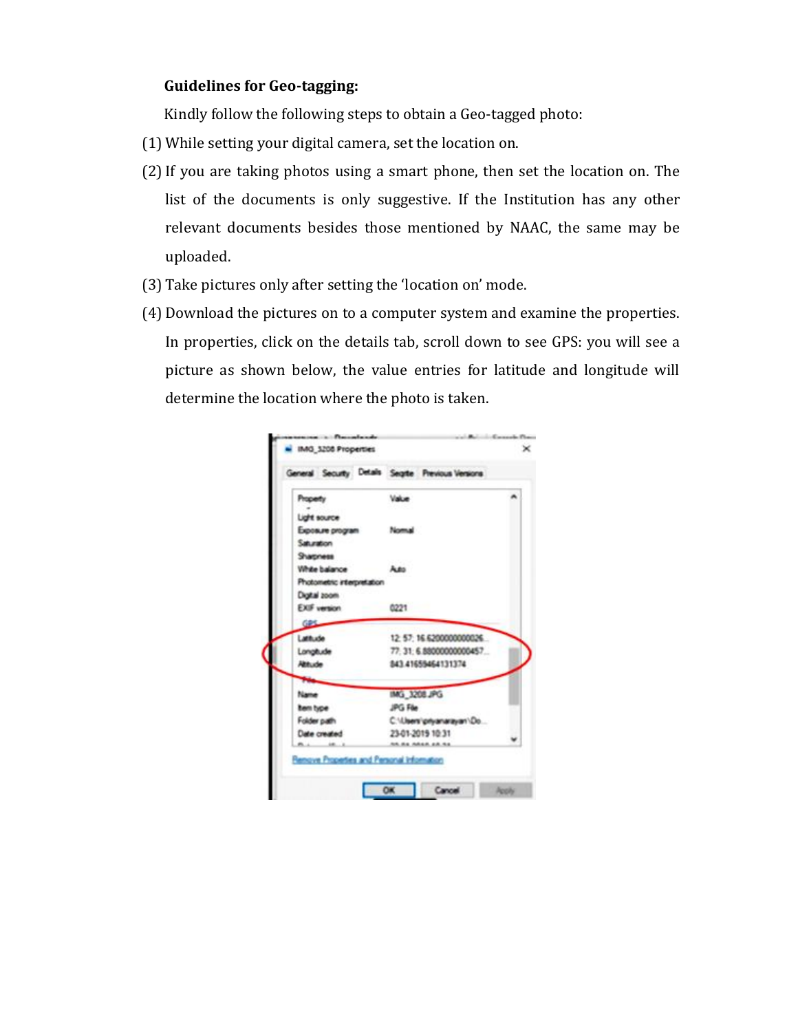**Guidelines for Geo-tagging:**

Kindly follow the following steps to obtain a Geo-tagged photo:

(1) While setting your digital camera, set the location on.

(2) If you are taking photos using a smart phone, then set the location on. The list of the documents is only suggestive. If the Institution has any other relevant documents besides those mentioned by NAAC, the same may be uploaded.

(3) Take pictures only after setting the 'location on' mode.

(4) Download the pictures on to a computer system and examine the properties. In properties, click on the details tab, scroll down to see GPS: you will see a picture as shown below, the value entries for latitude and longitude will determine the location where the photo is taken.